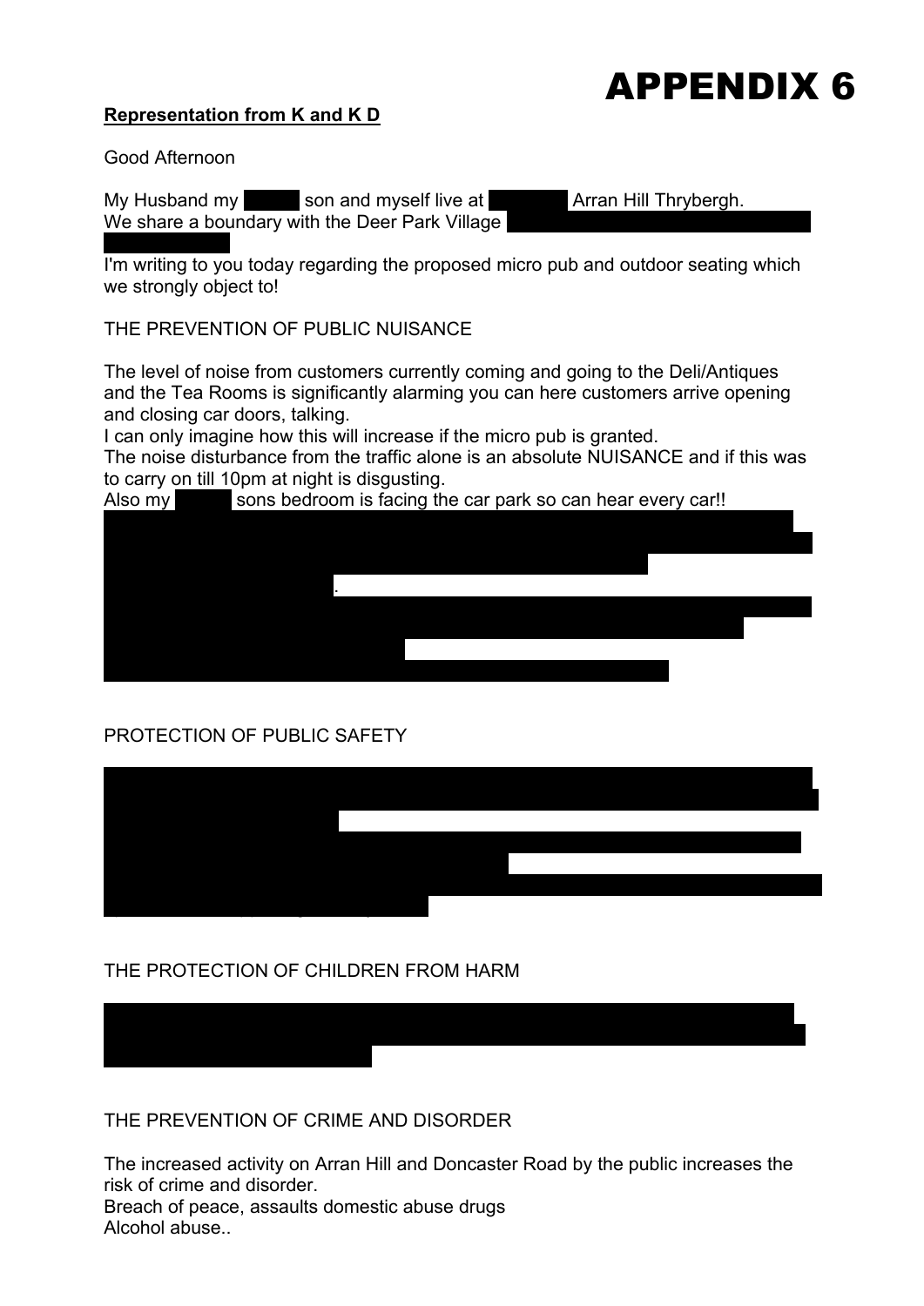# APPENDIX 6

**Representation from K and K D**

Good Afternoon

My Husband my son and myself live at Arran Hill Thrybergh.
We share a boundary with the Deer Park Village

I'm writing to you today regarding the proposed micro pub and outdoor seating which we strongly object to!

THE PREVENTION OF PUBLIC NUISANCE

The level of noise from customers currently coming and going to the Deli/Antiques and the Tea Rooms is significantly alarming you can here customers arrive opening and closing car doors, talking.
I can only imagine how this will increase if the micro pub is granted.
The noise disturbance from the traffic alone is an absolute NUISANCE and if this was to carry on till 10pm at night is disgusting.
Also my sons bedroom is facing the car park so can hear every car!!

.

PROTECTION OF PUBLIC SAFETY

THE PROTECTION OF CHILDREN FROM HARM

THE PREVENTION OF CRIME AND DISORDER

The increased activity on Arran Hill and Doncaster Road by the public increases the risk of crime and disorder.
Breach of peace, assaults domestic abuse drugs
Alcohol abuse..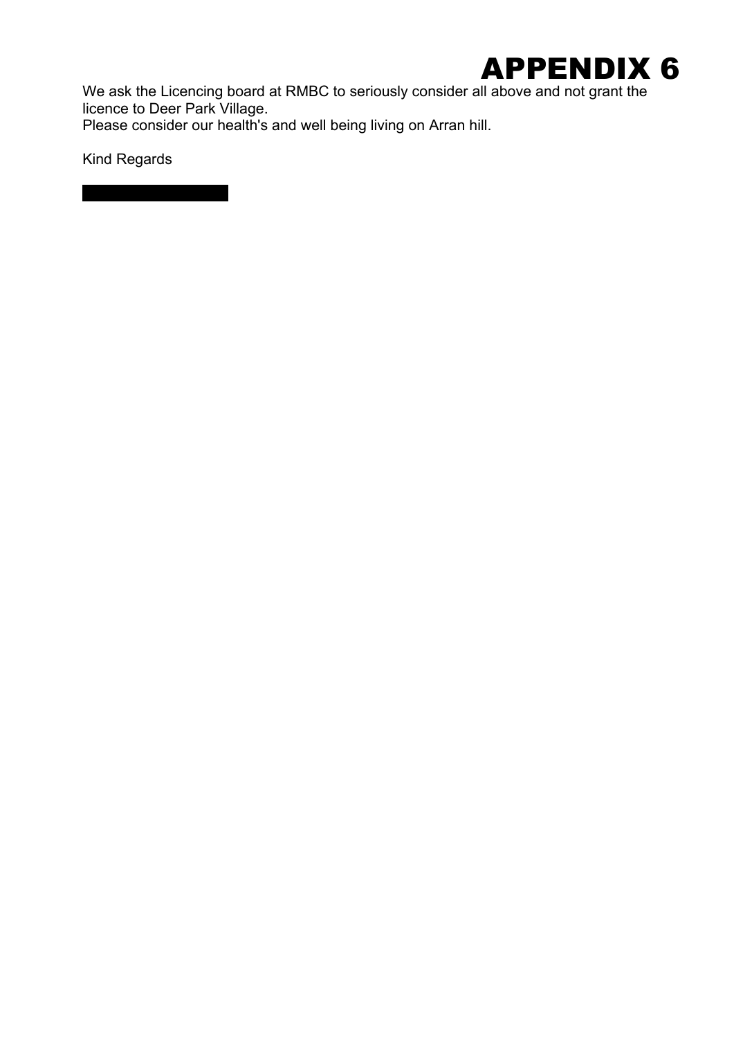# APPENDIX 6

We ask the Licencing board at RMBC to seriously consider all above and not grant the licence to Deer Park Village.
Please consider our health's and well being living on Arran hill.

Kind Regards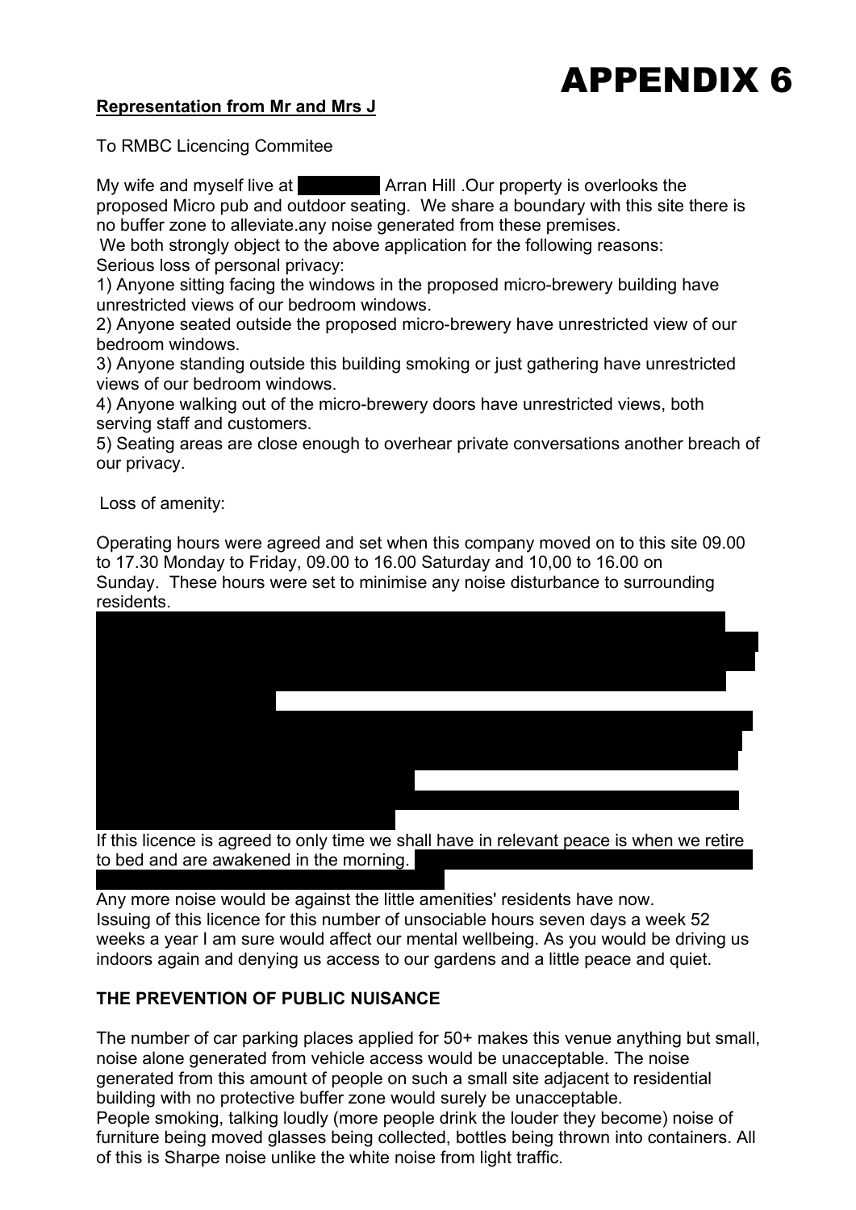# APPENDIX 6

**Representation from Mr and Mrs J**

To RMBC Licencing Commitee

My wife and myself live at [redacted] Arran Hill .Our property is overlooks the proposed Micro pub and outdoor seating. We share a boundary with this site there is no buffer zone to alleviate.any noise generated from these premises.

We both strongly object to the above application for the following reasons:

Serious loss of personal privacy:

1) Anyone sitting facing the windows in the proposed micro-brewery building have unrestricted views of our bedroom windows.
2) Anyone seated outside the proposed micro-brewery have unrestricted view of our bedroom windows.
3) Anyone standing outside this building smoking or just gathering have unrestricted views of our bedroom windows.
4) Anyone walking out of the micro-brewery doors have unrestricted views, both serving staff and customers.
5) Seating areas are close enough to overhear private conversations another breach of our privacy.

Loss of amenity:

Operating hours were agreed and set when this company moved on to this site 09.00 to 17.30 Monday to Friday, 09.00 to 16.00 Saturday and 10,00 to 16.00 on Sunday. These hours were set to minimise any noise disturbance to surrounding residents.

[redacted]

If this licence is agreed to only time we shall have in relevant peace is when we retire to bed and are awakened in the morning. [redacted]

Any more noise would be against the little amenities' residents have now. Issuing of this licence for this number of unsociable hours seven days a week 52 weeks a year I am sure would affect our mental wellbeing. As you would be driving us indoors again and denying us access to our gardens and a little peace and quiet.

**THE PREVENTION OF PUBLIC NUISANCE**

The number of car parking places applied for 50+ makes this venue anything but small, noise alone generated from vehicle access would be unacceptable. The noise generated from this amount of people on such a small site adjacent to residential building with no protective buffer zone would surely be unacceptable.

People smoking, talking loudly (more people drink the louder they become) noise of furniture being moved glasses being collected, bottles being thrown into containers. All of this is Sharpe noise unlike the white noise from light traffic.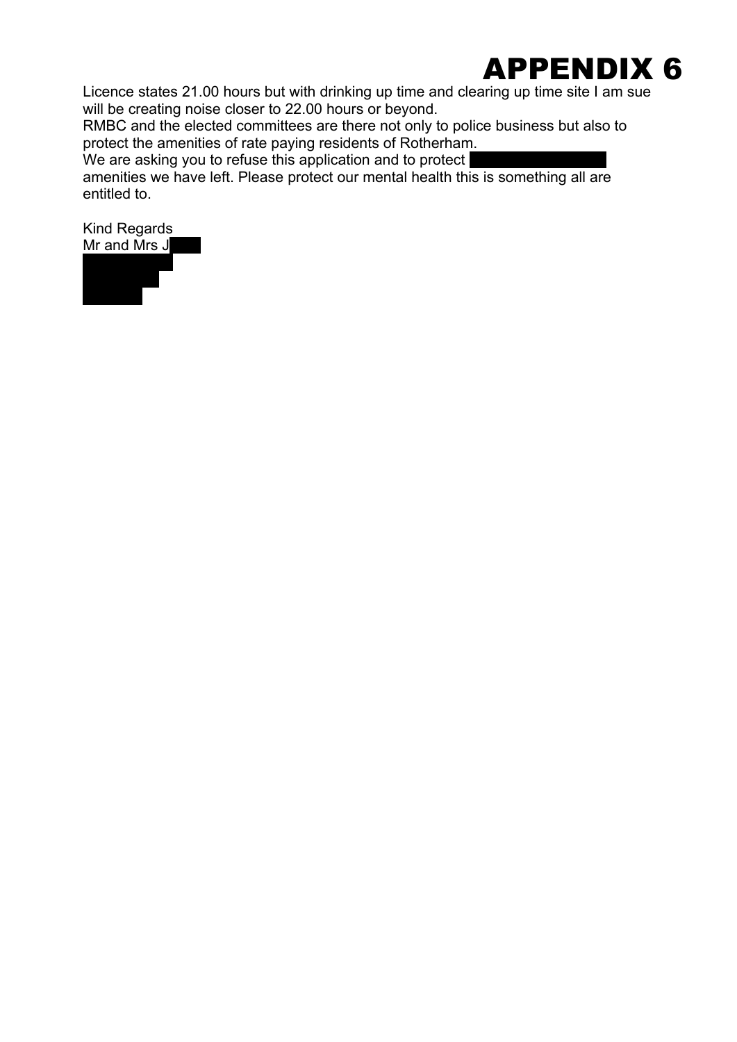# APPENDIX 6

Licence states 21.00 hours but with drinking up time and clearing up time site I am sue will be creating noise closer to 22.00 hours or beyond.

RMBC and the elected committees are there not only to police business but also to protect the amenities of rate paying residents of Rotherham.

We are asking you to refuse this application and to protect ██████████ amenities we have left. Please protect our mental health this is something all are entitled to.

Kind Regards

Mr and Mrs J███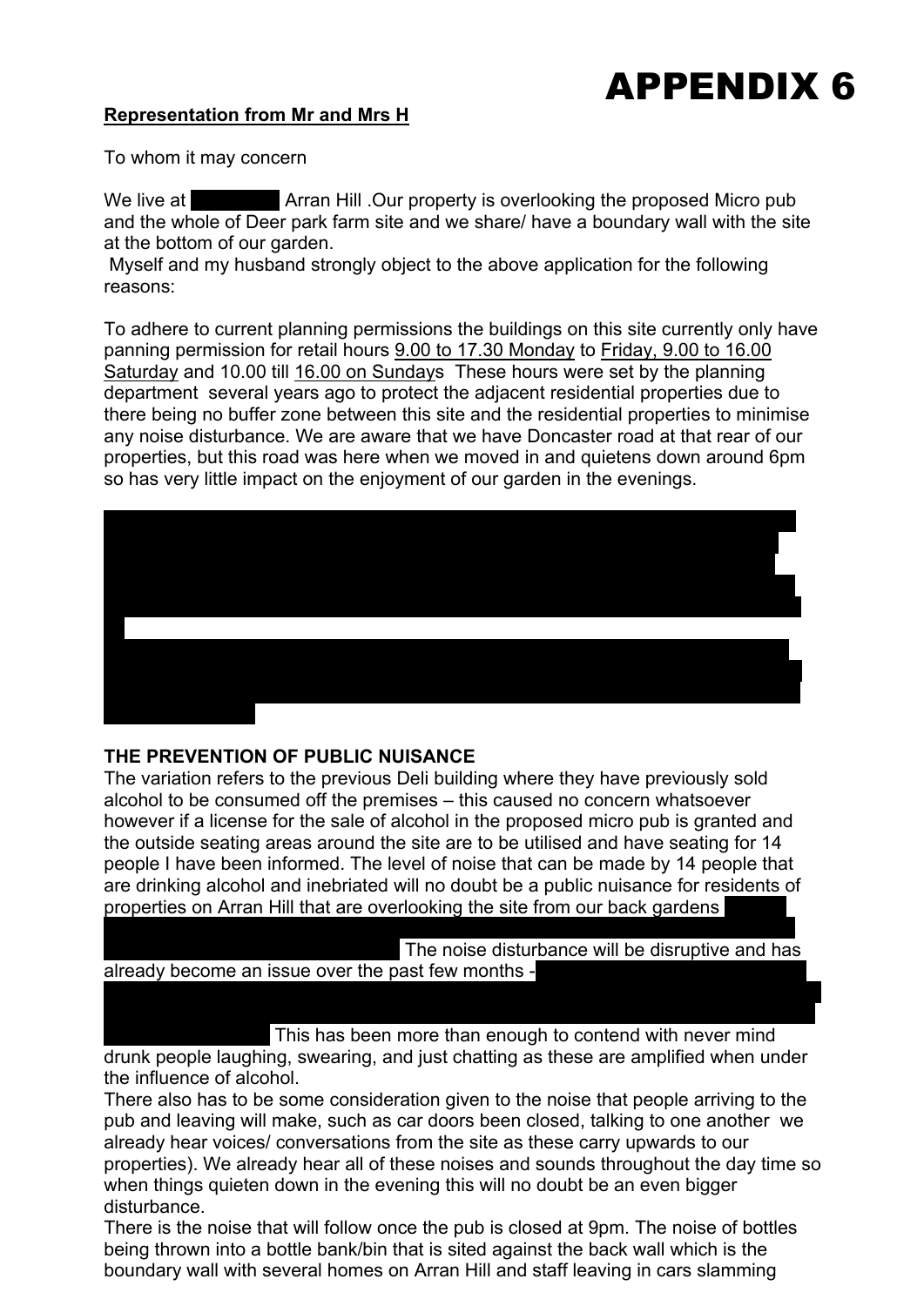# APPENDIX 6

**<u>Representation from Mr and Mrs H</u>**

To whom it may concern

We live at Arran Hill .Our property is overlooking the proposed Micro pub and the whole of Deer park farm site and we share/ have a boundary wall with the site at the bottom of our garden.

Myself and my husband strongly object to the above application for the following reasons:

To adhere to current planning permissions the buildings on this site currently only have panning permission for retail hours <u>9.00 to 17.30 Monday</u> to <u>Friday, 9.00 to 16.00 Saturday</u> and 10.00 till <u>16.00 on Sundays</u> These hours were set by the planning department several years ago to protect the adjacent residential properties due to there being no buffer zone between this site and the residential properties to minimise any noise disturbance. We are aware that we have Doncaster road at that rear of our properties, but this road was here when we moved in and quietens down around 6pm so has very little impact on the enjoyment of our garden in the evenings.

**THE PREVENTION OF PUBLIC NUISANCE**

The variation refers to the previous Deli building where they have previously sold alcohol to be consumed off the premises – this caused no concern whatsoever however if a license for the sale of alcohol in the proposed micro pub is granted and the outside seating areas around the site are to be utilised and have seating for 14 people I have been informed. The level of noise that can be made by 14 people that are drinking alcohol and inebriated will no doubt be a public nuisance for residents of properties on Arran Hill that are overlooking the site from our back gardens The noise disturbance will be disruptive and has already become an issue over the past few months - This has been more than enough to contend with never mind drunk people laughing, swearing, and just chatting as these are amplified when under the influence of alcohol.

There also has to be some consideration given to the noise that people arriving to the pub and leaving will make, such as car doors been closed, talking to one another we already hear voices/ conversations from the site as these carry upwards to our properties). We already hear all of these noises and sounds throughout the day time so when things quieten down in the evening this will no doubt be an even bigger disturbance.

There is the noise that will follow once the pub is closed at 9pm. The noise of bottles being thrown into a bottle bank/bin that is sited against the back wall which is the boundary wall with several homes on Arran Hill and staff leaving in cars slamming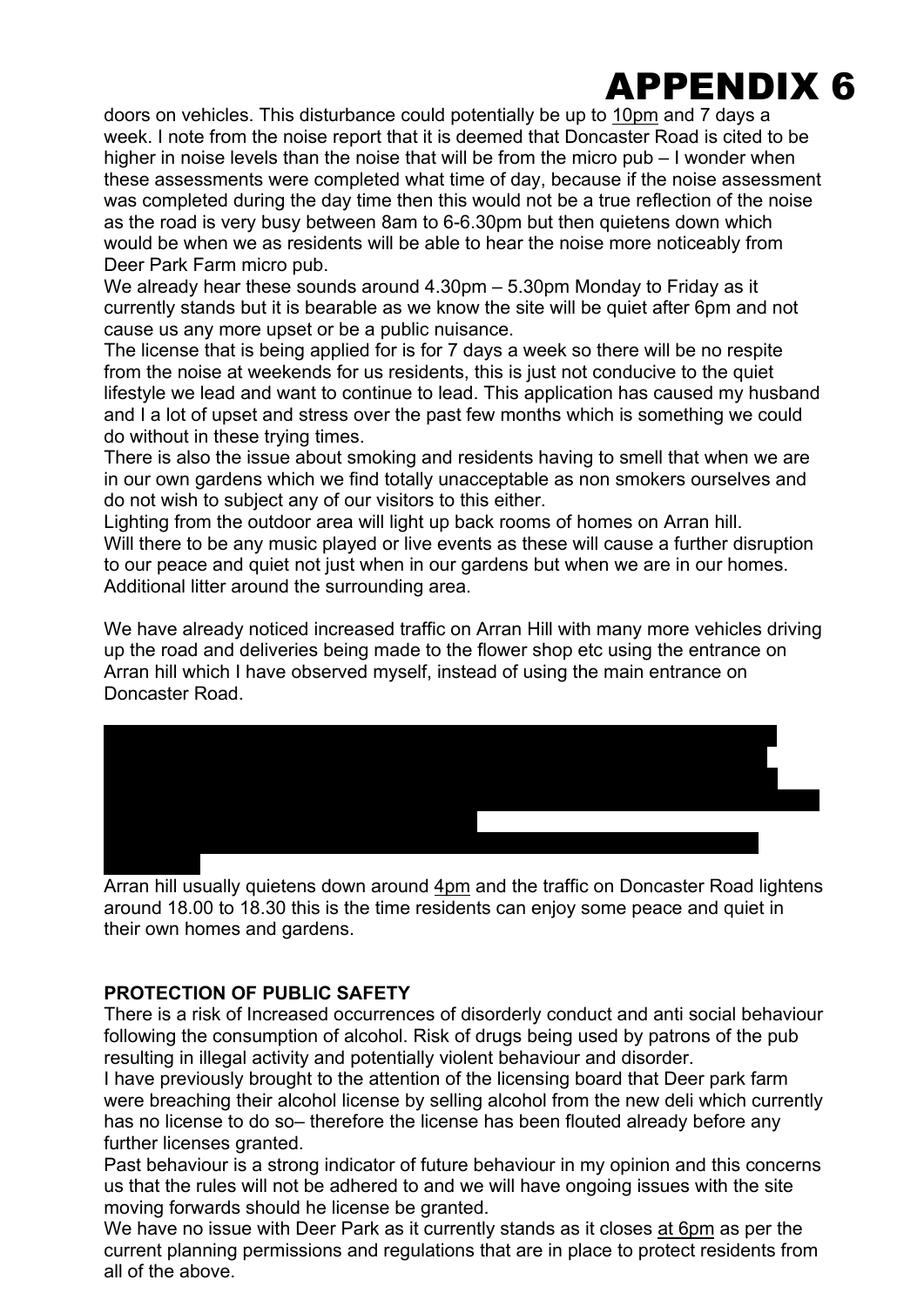# APPENDIX 6

doors on vehicles. This disturbance could potentially be up to 10pm and 7 days a week. I note from the noise report that it is deemed that Doncaster Road is cited to be higher in noise levels than the noise that will be from the micro pub – I wonder when these assessments were completed what time of day, because if the noise assessment was completed during the day time then this would not be a true reflection of the noise as the road is very busy between 8am to 6-6.30pm but then quietens down which would be when we as residents will be able to hear the noise more noticeably from Deer Park Farm micro pub.

We already hear these sounds around 4.30pm – 5.30pm Monday to Friday as it currently stands but it is bearable as we know the site will be quiet after 6pm and not cause us any more upset or be a public nuisance.

The license that is being applied for is for 7 days a week so there will be no respite from the noise at weekends for us residents, this is just not conducive to the quiet lifestyle we lead and want to continue to lead. This application has caused my husband and I a lot of upset and stress over the past few months which is something we could do without in these trying times.

There is also the issue about smoking and residents having to smell that when we are in our own gardens which we find totally unacceptable as non smokers ourselves and do not wish to subject any of our visitors to this either.

Lighting from the outdoor area will light up back rooms of homes on Arran hill.

Will there to be any music played or live events as these will cause a further disruption to our peace and quiet not just when in our gardens but when we are in our homes.

Additional litter around the surrounding area.

We have already noticed increased traffic on Arran Hill with many more vehicles driving up the road and deliveries being made to the flower shop etc using the entrance on Arran hill which I have observed myself, instead of using the main entrance on Doncaster Road.

Arran hill usually quietens down around 4pm and the traffic on Doncaster Road lightens around 18.00 to 18.30 this is the time residents can enjoy some peace and quiet in their own homes and gardens.

**PROTECTION OF PUBLIC SAFETY**

There is a risk of Increased occurrences of disorderly conduct and anti social behaviour following the consumption of alcohol. Risk of drugs being used by patrons of the pub resulting in illegal activity and potentially violent behaviour and disorder.

I have previously brought to the attention of the licensing board that Deer park farm were breaching their alcohol license by selling alcohol from the new deli which currently has no license to do so– therefore the license has been flouted already before any further licenses granted.

Past behaviour is a strong indicator of future behaviour in my opinion and this concerns us that the rules will not be adhered to and we will have ongoing issues with the site moving forwards should he license be granted.

We have no issue with Deer Park as it currently stands as it closes at 6pm as per the current planning permissions and regulations that are in place to protect residents from all of the above.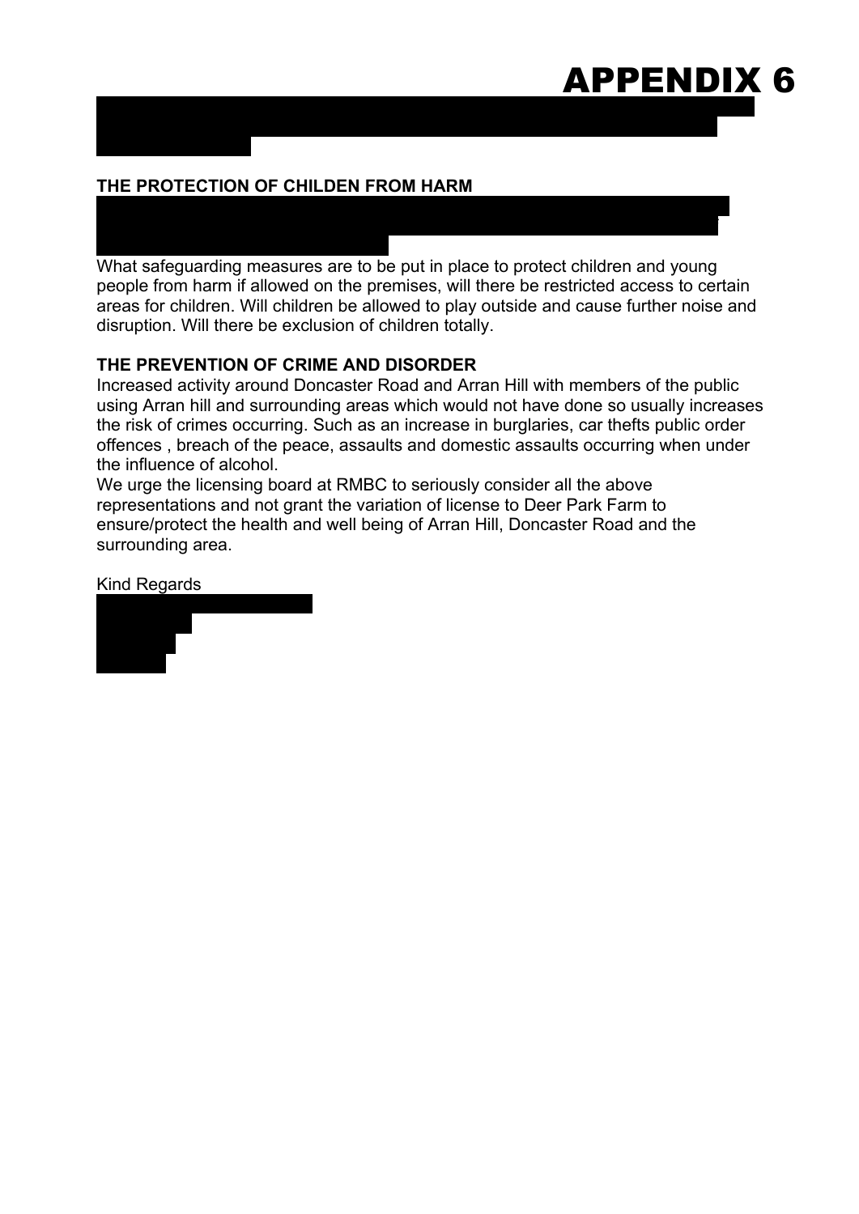# APPENDIX 6

**THE PROTECTION OF CHILDEN FROM HARM**

What safeguarding measures are to be put in place to protect children and young people from harm if allowed on the premises, will there be restricted access to certain areas for children. Will children be allowed to play outside and cause further noise and disruption. Will there be exclusion of children totally.

**THE PREVENTION OF CRIME AND DISORDER**

Increased activity around Doncaster Road and Arran Hill with members of the public using Arran hill and surrounding areas which would not have done so usually increases the risk of crimes occurring. Such as an increase in burglaries, car thefts public order offences , breach of the peace, assaults and domestic assaults occurring when under the influence of alcohol.

We urge the licensing board at RMBC to seriously consider all the above representations and not grant the variation of license to Deer Park Farm to ensure/protect the health and well being of Arran Hill, Doncaster Road and the surrounding area.

Kind Regards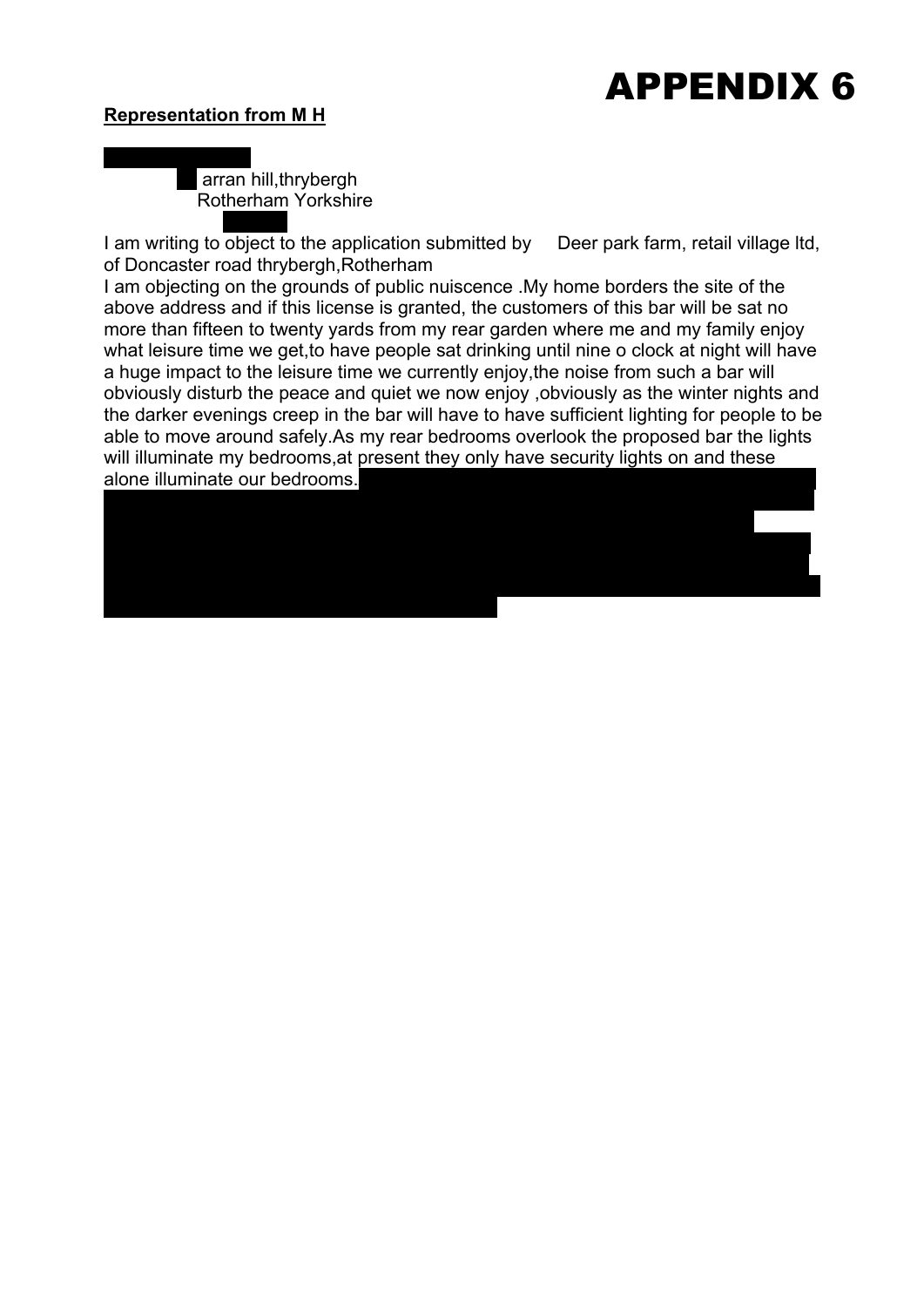# APPENDIX 6

**Representation from M H**

arran hill,thrybergh
Rotherham Yorkshire

I am writing to object to the application submitted by Deer park farm, retail village ltd, of Doncaster road thrybergh,Rotherham

I am objecting on the grounds of public nuiscence .My home borders the site of the above address and if this license is granted, the customers of this bar will be sat no more than fifteen to twenty yards from my rear garden where me and my family enjoy what leisure time we get,to have people sat drinking until nine o clock at night will have a huge impact to the leisure time we currently enjoy,the noise from such a bar will obviously disturb the peace and quiet we now enjoy ,obviously as the winter nights and the darker evenings creep in the bar will have to have sufficient lighting for people to be able to move around safely.As my rear bedrooms overlook the proposed bar the lights will illuminate my bedrooms,at present they only have security lights on and these alone illuminate our bedrooms.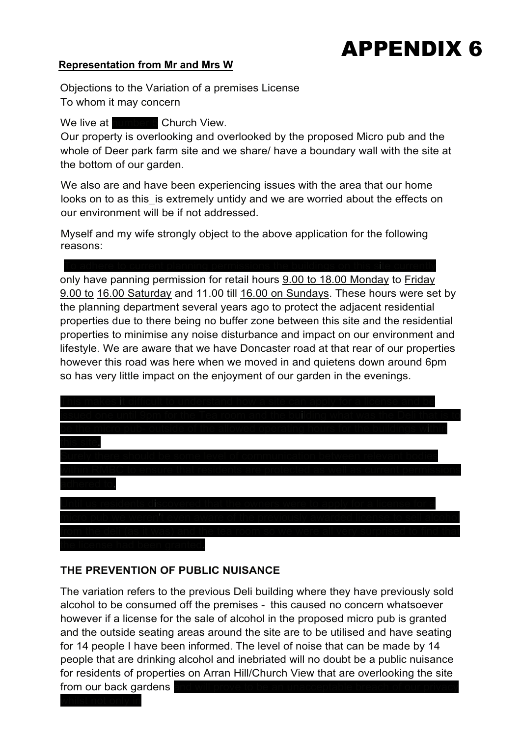# APPENDIX 6

**Representation from Mr and Mrs W**

Objections to the Variation of a premises License
To whom it may concern

We live at [REDACTED] Church View.
Our property is overlooking and overlooked by the proposed Micro pub and the whole of Deer park farm site and we share/ have a boundary wall with the site at the bottom of our garden.

We also are and have been experiencing issues with the area that our home looks on to as this_is extremely untidy and we are worried about the effects on our environment will be if not addressed.

Myself and my wife strongly object to the above application for the following reasons:

[REDACTED] only have panning permission for retail hours 9.00 to 18.00 Monday to Friday 9.00 to 16.00 Saturday and 11.00 till 16.00 on Sundays. These hours were set by the planning department several years ago to protect the adjacent residential properties due to there being no buffer zone between this site and the residential properties to minimise any noise disturbance and impact on our environment and lifestyle. We are aware that we have Doncaster road at that rear of our properties however this road was here when we moved in and quietens down around 6pm so has very little impact on the enjoyment of our garden in the evenings.

[REDACTED]

[REDACTED]

[REDACTED]

## THE PREVENTION OF PUBLIC NUISANCE

The variation refers to the previous Deli building where they have previously sold alcohol to be consumed off the premises - this caused no concern whatsoever however if a license for the sale of alcohol in the proposed micro pub is granted and the outside seating areas around the site are to be utilised and have seating for 14 people I have been informed. The level of noise that can be made by 14 people that are drinking alcohol and inebriated will no doubt be a public nuisance for residents of properties on Arran Hill/Church View that are overlooking the site from our back gardens [REDACTED]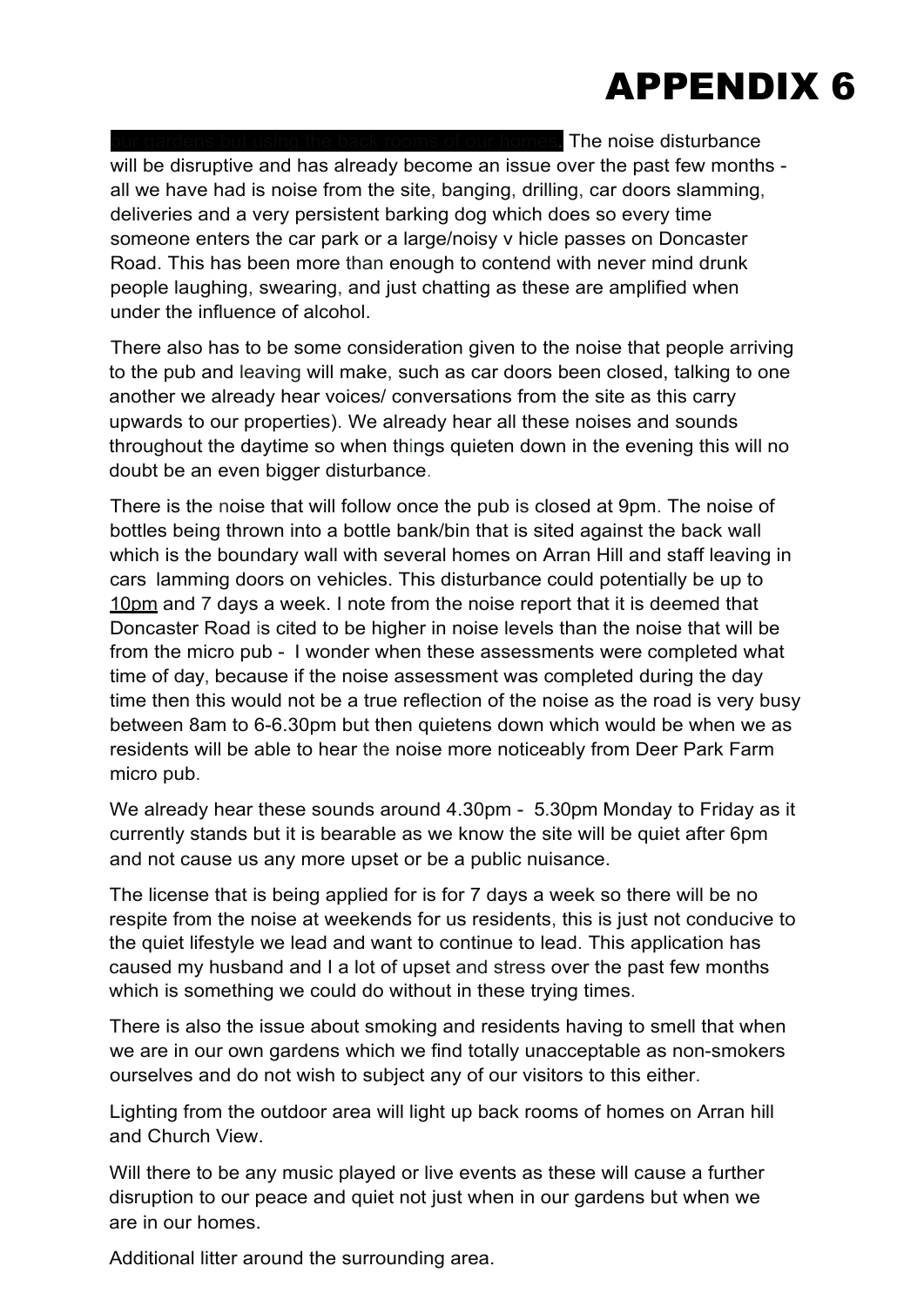# APPENDIX 6

our gardens but using the back rooms of our homes. The noise disturbance will be disruptive and has already become an issue over the past few months - all we have had is noise from the site, banging, drilling, car doors slamming, deliveries and a very persistent barking dog which does so every time someone enters the car park or a large/noisy v hicle passes on Doncaster Road. This has been more than enough to contend with never mind drunk people laughing, swearing, and just chatting as these are amplified when under the influence of alcohol.

There also has to be some consideration given to the noise that people arriving to the pub and leaving will make, such as car doors been closed, talking to one another we already hear voices/ conversations from the site as this carry upwards to our properties). We already hear all these noises and sounds throughout the daytime so when things quieten down in the evening this will no doubt be an even bigger disturbance.

There is the noise that will follow once the pub is closed at 9pm. The noise of bottles being thrown into a bottle bank/bin that is sited against the back wall which is the boundary wall with several homes on Arran Hill and staff leaving in cars lamming doors on vehicles. This disturbance could potentially be up to 10pm and 7 days a week. I note from the noise report that it is deemed that Doncaster Road is cited to be higher in noise levels than the noise that will be from the micro pub - I wonder when these assessments were completed what time of day, because if the noise assessment was completed during the day time then this would not be a true reflection of the noise as the road is very busy between 8am to 6-6.30pm but then quietens down which would be when we as residents will be able to hear the noise more noticeably from Deer Park Farm micro pub.

We already hear these sounds around 4.30pm - 5.30pm Monday to Friday as it currently stands but it is bearable as we know the site will be quiet after 6pm and not cause us any more upset or be a public nuisance.

The license that is being applied for is for 7 days a week so there will be no respite from the noise at weekends for us residents, this is just not conducive to the quiet lifestyle we lead and want to continue to lead. This application has caused my husband and I a lot of upset and stress over the past few months which is something we could do without in these trying times.

There is also the issue about smoking and residents having to smell that when we are in our own gardens which we find totally unacceptable as non-smokers ourselves and do not wish to subject any of our visitors to this either.

Lighting from the outdoor area will light up back rooms of homes on Arran hill and Church View.

Will there to be any music played or live events as these will cause a further disruption to our peace and quiet not just when in our gardens but when we are in our homes.

Additional litter around the surrounding area.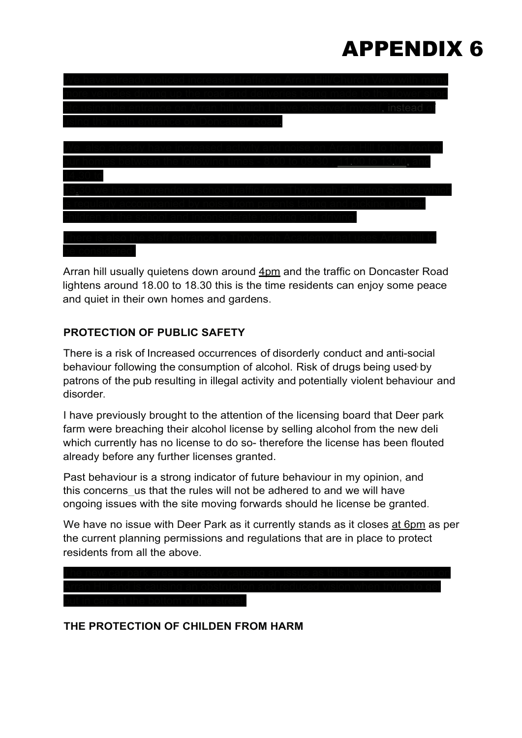# APPENDIX 6

[Redacted]

[Redacted]

[Redacted]

Arran hill usually quietens down around 4pm and the traffic on Doncaster Road lightens around 18.00 to 18.30 this is the time residents can enjoy some peace and quiet in their own homes and gardens.

**PROTECTION OF PUBLIC SAFETY**

There is a risk of Increased occurrences of disorderly conduct and anti-social behaviour following the consumption of alcohol. Risk of drugs being used by patrons of the pub resulting in illegal activity and potentially violent behaviour and disorder.

I have previously brought to the attention of the licensing board that Deer park farm were breaching their alcohol license by selling alcohol from the new deli which currently has no license to do so- therefore the license has been flouted already before any further licenses granted.

Past behaviour is a strong indicator of future behaviour in my opinion, and this concerns_us that the rules will not be adhered to and we will have ongoing issues with the site moving forwards should he license be granted.

We have no issue with Deer Park as it currently stands as it closes at 6pm as per the current planning permissions and regulations that are in place to protect residents from all the above.

[Redacted]

**THE PROTECTION OF CHILDEN FROM HARM**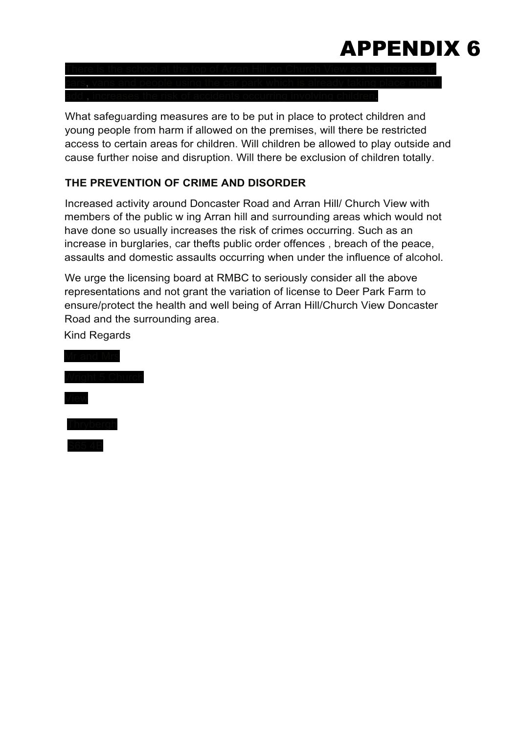# APPENDIX 6

[Redacted]

What safeguarding measures are to be put in place to protect children and young people from harm if allowed on the premises, will there be restricted access to certain areas for children. Will children be allowed to play outside and cause further noise and disruption. Will there be exclusion of children totally.

**THE PREVENTION OF CRIME AND DISORDER**

Increased activity around Doncaster Road and Arran Hill/ Church View with members of the public w ing Arran hill and surrounding areas which would not have done so usually increases the risk of crimes occurring. Such as an increase in burglaries, car thefts public order offences , breach of the peace, assaults and domestic assaults occurring when under the influence of alcohol.

We urge the licensing board at RMBC to seriously consider all the above representations and not grant the variation of license to Deer Park Farm to ensure/protect the health and well being of Arran Hill/Church View Doncaster Road and the surrounding area.

Kind Regards

[Redacted]